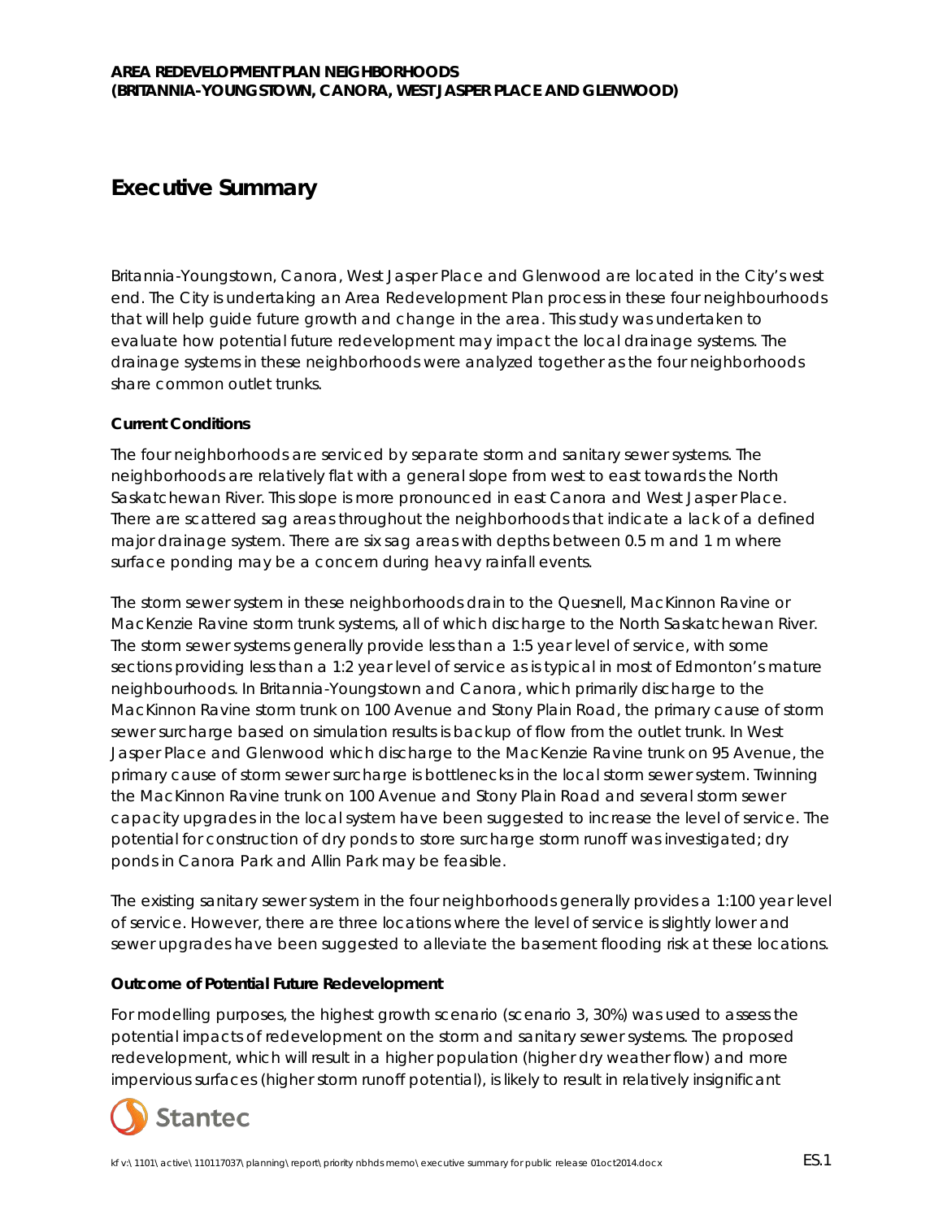# Executive Summary

Britannia-Youngstown, Canora, West Jasper Place and Glenwood are located in the City's west end. The City is undertaking an Area Redevelopment Plan process in these four neighbourhoods that will help guide future growth and change in the area. This study was undertaken to evaluate how potential future redevelopment may impact the local drainage systems. The drainage systems in these neighborhoods were analyzed together as the four neighborhoods share common outlet trunks.

**Current Conditions**

The four neighborhoods are serviced by separate storm and sanitary sewer systems. The neighborhoods are relatively flat with a general slope from west to east towards the North Saskatchewan River. This slope is more pronounced in east Canora and West Jasper Place. There are scattered sag areas throughout the neighborhoods that indicate a lack of a defined major drainage system. There are six sag areas with depths between 0.5 m and 1 m where surface ponding may be a concern during heavy rainfall events.

The storm sewer system in these neighborhoods drain to the Quesnell, MacKinnon Ravine or MacKenzie Ravine storm trunk systems, all of which discharge to the North Saskatchewan River. The storm sewer systems generally provide less than a 1:5 year level of service, with some sections providing less than a 1:2 year level of service as is typical in most of Edmonton's mature neighbourhoods. In Britannia-Youngstown and Canora, which primarily discharge to the MacKinnon Ravine storm trunk on 100 Avenue and Stony Plain Road, the primary cause of storm sewer surcharge based on simulation results is backup of flow from the outlet trunk. In West Jasper Place and Glenwood which discharge to the MacKenzie Ravine trunk on 95 Avenue, the primary cause of storm sewer surcharge is bottlenecks in the local storm sewer system. Twinning the MacKinnon Ravine trunk on 100 Avenue and Stony Plain Road and several storm sewer capacity upgrades in the local system have been suggested to increase the level of service. The potential for construction of dry ponds to store surcharge storm runoff was investigated; dry ponds in Canora Park and Allin Park may be feasible.

The existing sanitary sewer system in the four neighborhoods generally provides a 1:100 year level of service. However, there are three locations where the level of service is slightly lower and sewer upgrades have been suggested to alleviate the basement flooding risk at these locations.

**Outcome of Potential Future Redevelopment**

For modelling purposes, the highest growth scenario (scenario 3, 30%) was used to assess the potential impacts of redevelopment on the storm and sanitary sewer systems. The proposed redevelopment, which will result in a higher population (higher dry weather flow) and more impervious surfaces (higher storm runoff potential), is likely to result in relatively insignificant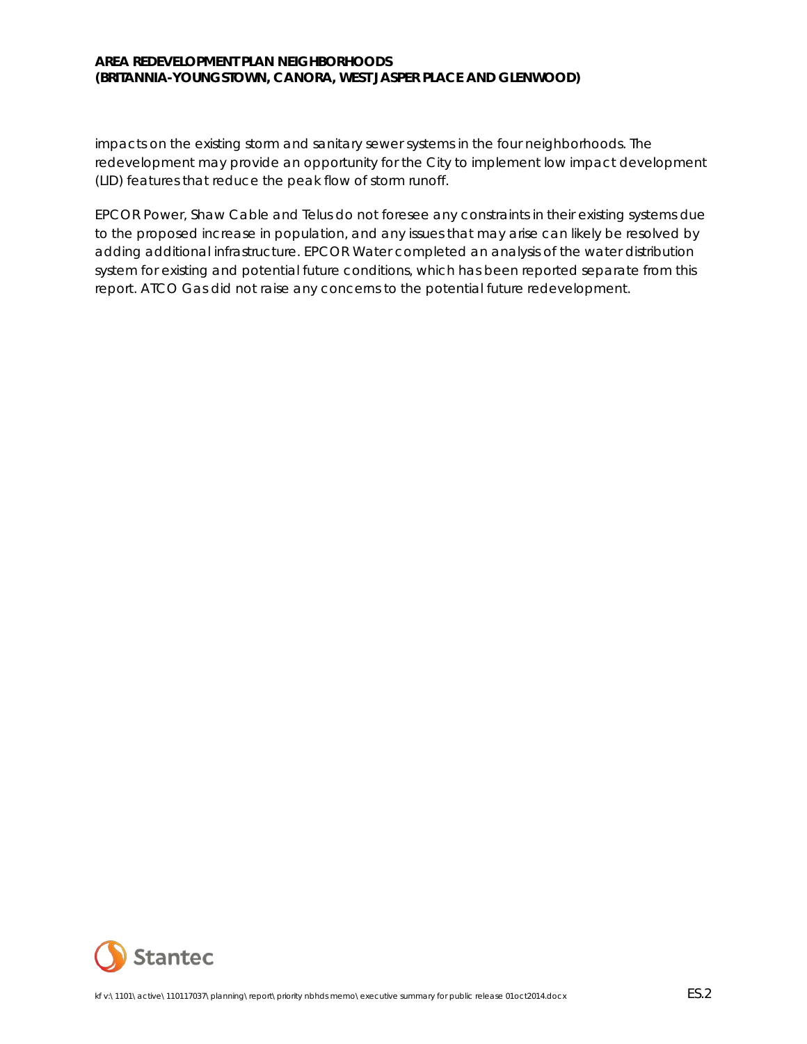impacts on the existing storm and sanitary sewer systems in the four neighborhoods. The redevelopment may provide an opportunity for the City to implement low impact development (LID) features that reduce the peak flow of storm runoff.

EPCOR Power, Shaw Cable and Telus do not foresee any constraints in their existing systems due to the proposed increase in population, and any issues that may arise can likely be resolved by adding additional infrastructure. EPCOR Water completed an analysis of the water distribution system for existing and potential future conditions, which has been reported separate from this report. ATCO Gas did not raise any concerns to the potential future redevelopment.